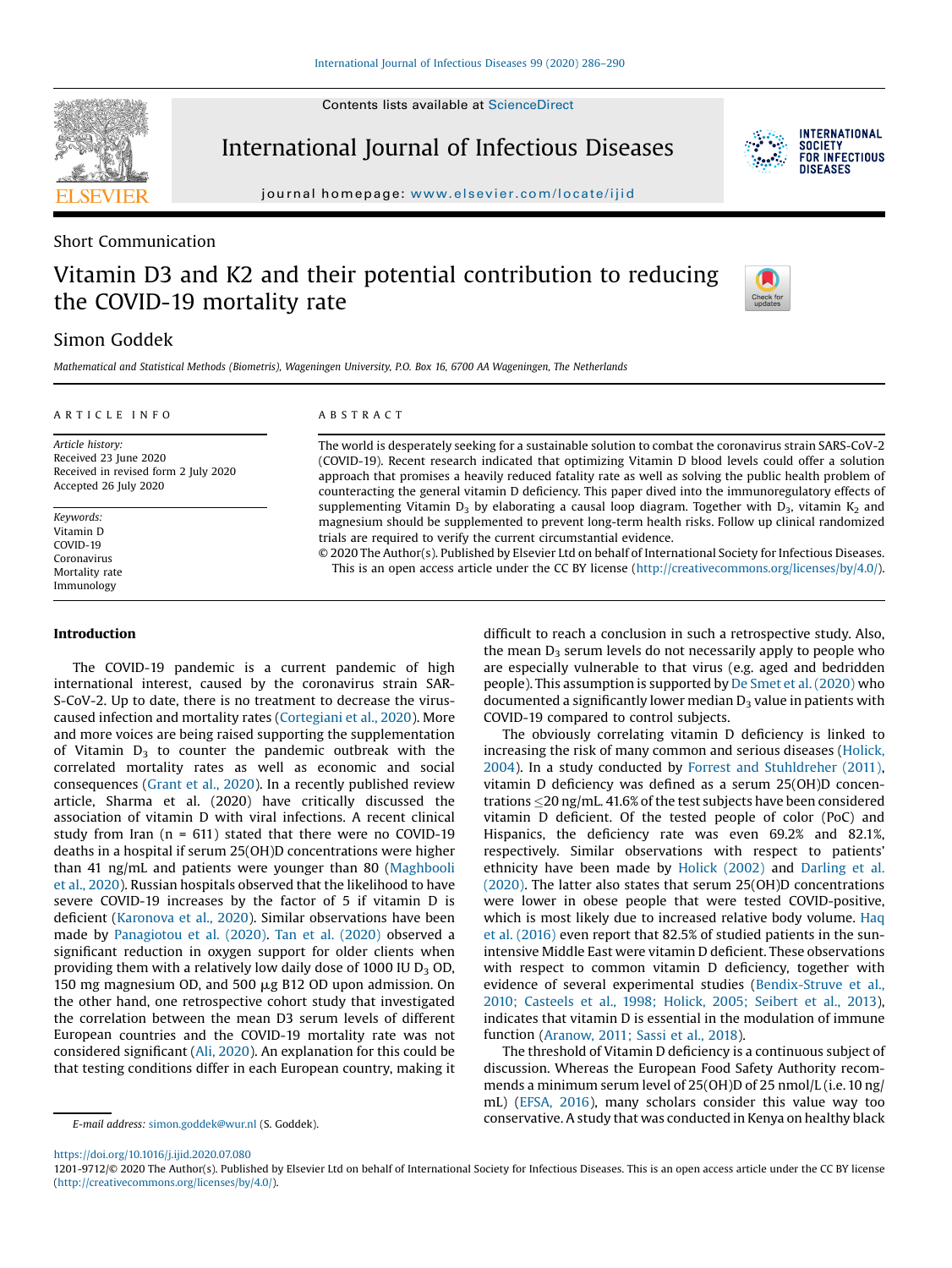Short Communication

# Vitamin D3 and K2 and their potential contribution to reducing the COVID-19 mortality rate

Simon Goddek

*Mathematical and Statistical Methods (Biometris), Wageningen University, P.O. Box 16, 6700 AA Wageningen, The Netherlands*

**ARTICLE INFO**

*Article history:*
Received 23 June 2020
Received in revised form 2 July 2020
Accepted 26 July 2020

*Keywords:*
Vitamin D
COVID-19
Coronavirus
Mortality rate
Immunology

**ABSTRACT**

The world is desperately seeking for a sustainable solution to combat the coronavirus strain SARS-CoV-2 (COVID-19). Recent research indicated that optimizing Vitamin D blood levels could offer a solution approach that promises a heavily reduced fatality rate as well as solving the public health problem of counteracting the general vitamin D deficiency. This paper dived into the immunoregulatory effects of supplementing Vitamin $D_3$ by elaborating a causal loop diagram. Together with $D_3$, vitamin $K_2$ and magnesium should be supplemented to prevent long-term health risks. Follow up clinical randomized trials are required to verify the current circumstantial evidence.

© 2020 The Author(s). Published by Elsevier Ltd on behalf of International Society for Infectious Diseases. This is an open access article under the CC BY license (http://creativecommons.org/licenses/by/4.0/).

## Introduction

The COVID-19 pandemic is a current pandemic of high international interest, caused by the coronavirus strain SARS-CoV-2. Up to date, there is no treatment to decrease the virus-caused infection and mortality rates (Cortegiani et al., 2020). More and more voices are being raised supporting the supplementation of Vitamin $D_3$ to counter the pandemic outbreak with the correlated mortality rates as well as economic and social consequences (Grant et al., 2020). In a recently published review article, Sharma et al. (2020) have critically discussed the association of vitamin D with viral infections. A recent clinical study from Iran (n = 611) stated that there were no COVID-19 deaths in a hospital if serum 25(OH)D concentrations were higher than 41 ng/mL and patients were younger than 80 (Maghbooli et al., 2020). Russian hospitals observed that the likelihood to have severe COVID-19 increases by the factor of 5 if vitamin D is deficient (Karonova et al., 2020). Similar observations have been made by Panagiotou et al. (2020). Tan et al. (2020) observed a significant reduction in oxygen support for older clients when providing them with a relatively low daily dose of 1000 IU $D_3$ OD, 150 mg magnesium OD, and 500 μg B12 OD upon admission. On the other hand, one retrospective cohort study that investigated the correlation between the mean D3 serum levels of different European countries and the COVID-19 mortality rate was not considered significant (Ali, 2020). An explanation for this could be that testing conditions differ in each European country, making it difficult to reach a conclusion in such a retrospective study. Also, the mean $D_3$ serum levels do not necessarily apply to people who are especially vulnerable to that virus (e.g. aged and bedridden people). This assumption is supported by De Smet et al. (2020) who documented a significantly lower median $D_3$ value in patients with COVID-19 compared to control subjects.

The obviously correlating vitamin D deficiency is linked to increasing the risk of many common and serious diseases (Holick, 2004). In a study conducted by Forrest and Stuhldreher (2011), vitamin D deficiency was defined as a serum 25(OH)D concentrations ≤20 ng/mL. 41.6% of the test subjects have been considered vitamin D deficient. Of the tested people of color (PoC) and Hispanics, the deficiency rate was even 69.2% and 82.1%, respectively. Similar observations with respect to patients' ethnicity have been made by Holick (2002) and Darling et al. (2020). The latter also states that serum 25(OH)D concentrations were lower in obese people that were tested COVID-positive, which is most likely due to increased relative body volume. Haq et al. (2016) even report that 82.5% of studied patients in the sun-intensive Middle East were vitamin D deficient. These observations with respect to common vitamin D deficiency, together with evidence of several experimental studies (Bendix-Struve et al., 2010; Casteels et al., 1998; Holick, 2005; Seibert et al., 2013), indicates that vitamin D is essential in the modulation of immune function (Aranow, 2011; Sassi et al., 2018).

The threshold of Vitamin D deficiency is a continuous subject of discussion. Whereas the European Food Safety Authority recommends a minimum serum level of 25(OH)D of 25 nmol/L (i.e. 10 ng/mL) (EFSA, 2016), many scholars consider this value way too conservative. A study that was conducted in Kenya on healthy black

E-mail address: simon.goddek@wur.nl (S. Goddek).

https://doi.org/10.1016/j.ijid.2020.07.080
1201-9712/© 2020 The Author(s). Published by Elsevier Ltd on behalf of International Society for Infectious Diseases. This is an open access article under the CC BY license (http://creativecommons.org/licenses/by/4.0/).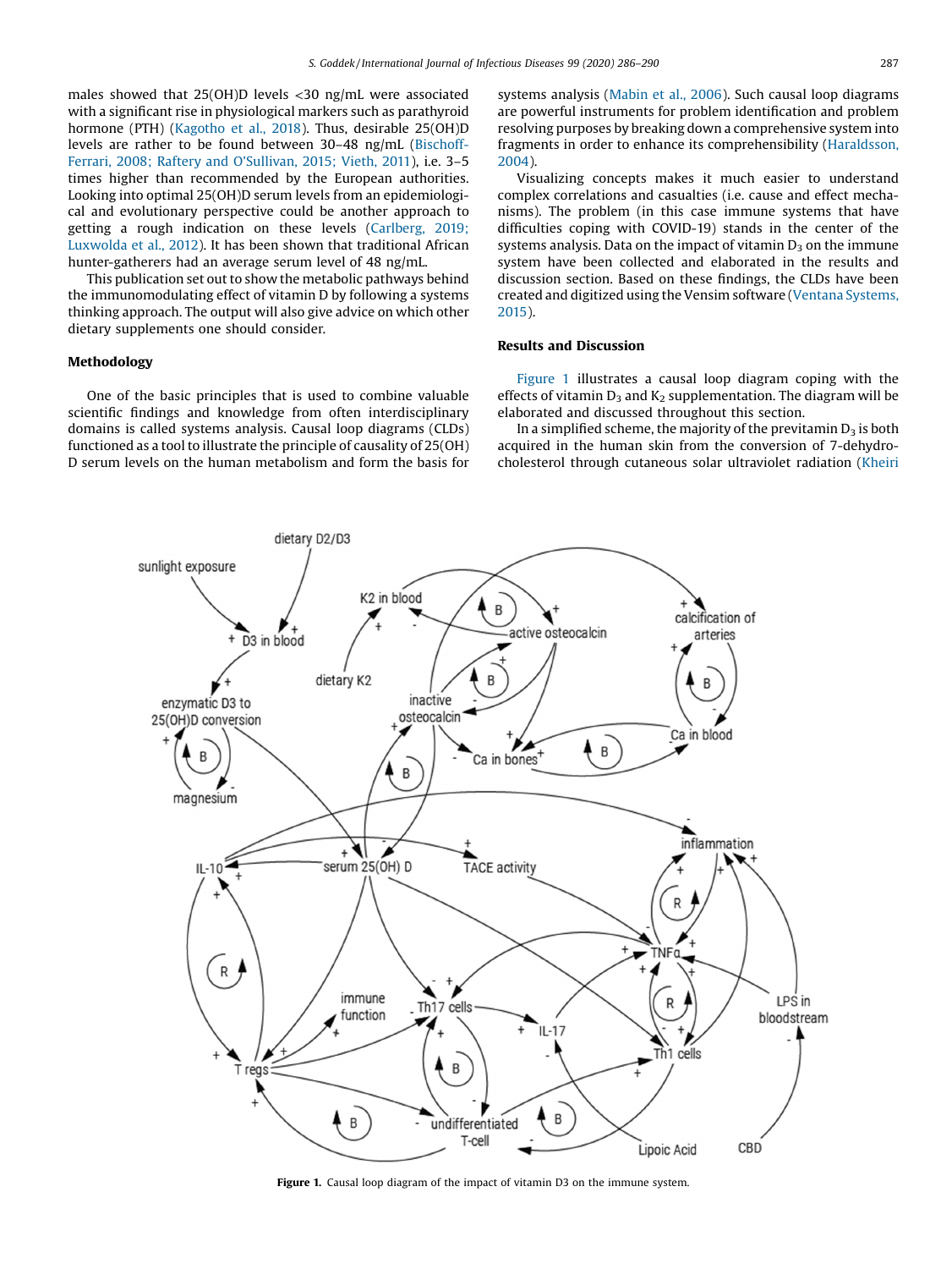males showed that 25(OH)D levels <30 ng/mL were associated with a significant rise in physiological markers such as parathyroid hormone (PTH) (Kagotho et al., 2018). Thus, desirable 25(OH)D levels are rather to be found between 30–48 ng/mL (Bischoff-Ferrari, 2008; Raftery and O'Sullivan, 2015; Vieth, 2011), i.e. 3–5 times higher than recommended by the European authorities. Looking into optimal 25(OH)D serum levels from an epidemiological and evolutionary perspective could be another approach to getting a rough indication on these levels (Carlberg, 2019; Luxwolda et al., 2012). It has been shown that traditional African hunter-gatherers had an average serum level of 48 ng/mL.

This publication set out to show the metabolic pathways behind the immunomodulating effect of vitamin D by following a systems thinking approach. The output will also give advice on which other dietary supplements one should consider.

## Methodology

One of the basic principles that is used to combine valuable scientific findings and knowledge from often interdisciplinary domains is called systems analysis. Causal loop diagrams (CLDs) functioned as a tool to illustrate the principle of causality of 25(OH) D serum levels on the human metabolism and form the basis for systems analysis (Mabin et al., 2006). Such causal loop diagrams are powerful instruments for problem identification and problem resolving purposes by breaking down a comprehensive system into fragments in order to enhance its comprehensibility (Haraldsson, 2004).

Visualizing concepts makes it much easier to understand complex correlations and casualties (i.e. cause and effect mechanisms). The problem (in this case immune systems that have difficulties coping with COVID-19) stands in the center of the systems analysis. Data on the impact of vitamin $D_3$ on the immune system have been collected and elaborated in the results and discussion section. Based on these findings, the CLDs have been created and digitized using the Vensim software (Ventana Systems, 2015).

## Results and Discussion

Figure 1 illustrates a causal loop diagram coping with the effects of vitamin $D_3$ and $K_2$ supplementation. The diagram will be elaborated and discussed throughout this section.

In a simplified scheme, the majority of the previtamin $D_3$ is both acquired in the human skin from the conversion of 7-dehydrocholesterol through cutaneous solar ultraviolet radiation (Kheiri

**Figure 1.** Causal loop diagram of the impact of vitamin D3 on the immune system.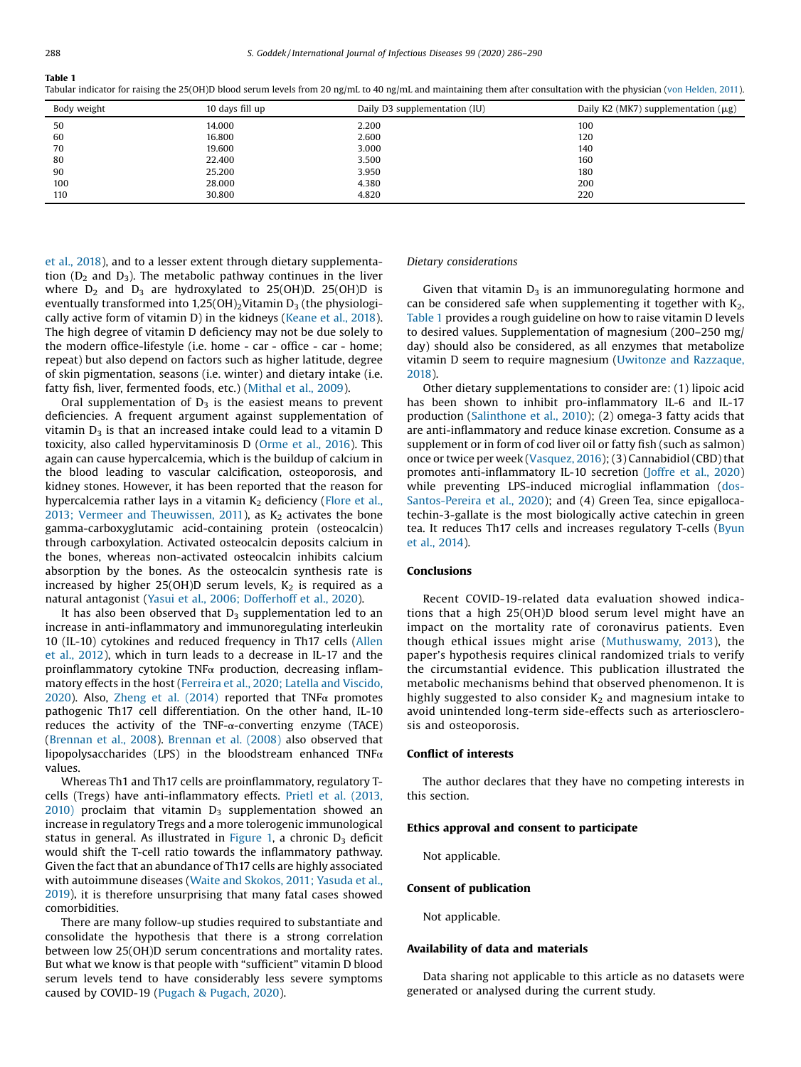Table 1
Tabular indicator for raising the 25(OH)D blood serum levels from 20 ng/mL to 40 ng/mL and maintaining them after consultation with the physician (von Helden, 2011).

| Body weight | 10 days fill up | Daily D3 supplementation (IU) | Daily K2 (MK7) supplementation (μg) |
|---|---|---|---|
| 50 | 14.000 | 2.200 | 100 |
| 60 | 16.800 | 2.600 | 120 |
| 70 | 19.600 | 3.000 | 140 |
| 80 | 22.400 | 3.500 | 160 |
| 90 | 25.200 | 3.950 | 180 |
| 100 | 28.000 | 4.380 | 200 |
| 110 | 30.800 | 4.820 | 220 |

et al., 2018), and to a lesser extent through dietary supplementation ($D_2$ and $D_3$). The metabolic pathway continues in the liver where $D_2$ and $D_3$ are hydroxylated to 25(OH)D. 25(OH)D is eventually transformed into $1{,}25(OH)_2$Vitamin $D_3$ (the physiologically active form of vitamin D) in the kidneys (Keane et al., 2018). The high degree of vitamin D deficiency may not be due solely to the modern office-lifestyle (i.e. home - car - office - car - home; repeat) but also depend on factors such as higher latitude, degree of skin pigmentation, seasons (i.e. winter) and dietary intake (i.e. fatty fish, liver, fermented foods, etc.) (Mithal et al., 2009).

Oral supplementation of $D_3$ is the easiest means to prevent deficiencies. A frequent argument against supplementation of vitamin $D_3$ is that an increased intake could lead to a vitamin D toxicity, also called hypervitaminosis D (Orme et al., 2016). This again can cause hypercalcemia, which is the buildup of calcium in the blood leading to vascular calcification, osteoporosis, and kidney stones. However, it has been reported that the reason for hypercalcemia rather lays in a vitamin $K_2$ deficiency (Flore et al., 2013; Vermeer and Theuwissen, 2011), as $K_2$ activates the bone gamma-carboxyglutamic acid-containing protein (osteocalcin) through carboxylation. Activated osteocalcin deposits calcium in the bones, whereas non-activated osteocalcin inhibits calcium absorption by the bones. As the osteocalcin synthesis rate is increased by higher 25(OH)D serum levels, $K_2$ is required as a natural antagonist (Yasui et al., 2006; Dofferhoff et al., 2020).

It has also been observed that $D_3$ supplementation led to an increase in anti-inflammatory and immunoregulating interleukin 10 (IL-10) cytokines and reduced frequency in Th17 cells (Allen et al., 2012), which in turn leads to a decrease in IL-17 and the proinflammatory cytokine TNFα production, decreasing inflammatory effects in the host (Ferreira et al., 2020; Latella and Viscido, 2020). Also, Zheng et al. (2014) reported that TNFα promotes pathogenic Th17 cell differentiation. On the other hand, IL-10 reduces the activity of the TNF-α-converting enzyme (TACE) (Brennan et al., 2008). Brennan et al. (2008) also observed that lipopolysaccharides (LPS) in the bloodstream enhanced TNFα values.

Whereas Th1 and Th17 cells are proinflammatory, regulatory T-cells (Tregs) have anti-inflammatory effects. Prietl et al. (2013, 2010) proclaim that vitamin $D_3$ supplementation showed an increase in regulatory Tregs and a more tolerogenic immunological status in general. As illustrated in Figure 1, a chronic $D_3$ deficit would shift the T-cell ratio towards the inflammatory pathway. Given the fact that an abundance of Th17 cells are highly associated with autoimmune diseases (Waite and Skokos, 2011; Yasuda et al., 2019), it is therefore unsurprising that many fatal cases showed comorbidities.

There are many follow-up studies required to substantiate and consolidate the hypothesis that there is a strong correlation between low 25(OH)D serum concentrations and mortality rates. But what we know is that people with "sufficient" vitamin D blood serum levels tend to have considerably less severe symptoms caused by COVID-19 (Pugach & Pugach, 2020).

*Dietary considerations*

Given that vitamin $D_3$ is an immunoregulating hormone and can be considered safe when supplementing it together with $K_2$, Table 1 provides a rough guideline on how to raise vitamin D levels to desired values. Supplementation of magnesium (200–250 mg/day) should also be considered, as all enzymes that metabolize vitamin D seem to require magnesium (Uwitonze and Razzaque, 2018).

Other dietary supplementations to consider are: (1) lipoic acid has been shown to inhibit pro-inflammatory IL-6 and IL-17 production (Salinthone et al., 2010); (2) omega-3 fatty acids that are anti-inflammatory and reduce kinase excretion. Consume as a supplement or in form of cod liver oil or fatty fish (such as salmon) once or twice per week (Vasquez, 2016); (3) Cannabidiol (CBD) that promotes anti-inflammatory IL-10 secretion (Joffre et al., 2020) while preventing LPS-induced microglial inflammation (dos-Santos-Pereira et al., 2020); and (4) Green Tea, since epigallocatechin-3-gallate is the most biologically active catechin in green tea. It reduces Th17 cells and increases regulatory T-cells (Byun et al., 2014).

## Conclusions

Recent COVID-19-related data evaluation showed indications that a high 25(OH)D blood serum level might have an impact on the mortality rate of coronavirus patients. Even though ethical issues might arise (Muthuswamy, 2013), the paper's hypothesis requires clinical randomized trials to verify the circumstantial evidence. This publication illustrated the metabolic mechanisms behind that observed phenomenon. It is highly suggested to also consider $K_2$ and magnesium intake to avoid unintended long-term side-effects such as arteriosclerosis and osteoporosis.

## Conflict of interests

The author declares that they have no competing interests in this section.

## Ethics approval and consent to participate

Not applicable.

## Consent of publication

Not applicable.

## Availability of data and materials

Data sharing not applicable to this article as no datasets were generated or analysed during the current study.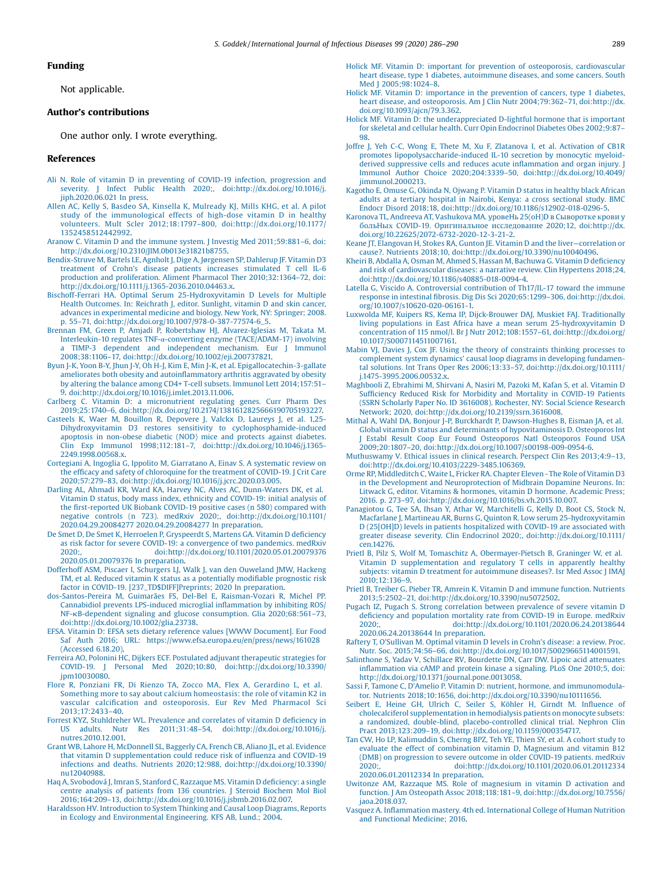## Funding

Not applicable.

## Author's contributions

One author only. I wrote everything.

## References

Ali N. Role of vitamin D in preventing of COVID-19 infection, progression and severity. J Infect Public Health 2020;, doi:http://dx.doi.org/10.1016/j.jiph.2020.06.021 In press.

Allen AC, Kelly S, Basdeo SA, Kinsella K, Mulready KJ, Mills KHG, et al. A pilot study of the immunological effects of high-dose vitamin D in healthy volunteers. Mult Scler 2012;18:1797–800, doi:http://dx.doi.org/10.1177/1352458512442992.

Aranow C. Vitamin D and the immune system. J Investig Med 2011;59:881–6, doi:http://dx.doi.org/10.2310/JIM.0b013e31821b8755.

Bendix-Struve M, Bartels LE, Agnholt J, Dige A, Jørgensen SP, Dahlerup JF. Vitamin D3 treatment of Crohn's disease patients increases stimulated T cell IL-6 production and proliferation. Aliment Pharmacol Ther 2010;32:1364–72, doi:http://dx.doi.org/10.1111/j.1365-2036.2010.04463.x.

Bischoff-Ferrari HA. Optimal Serum 25-Hydroxyvitamin D Levels for Multiple Health Outcomes. In: Reichrath J, editor. Sunlight, vitamin D and skin cancer, advances in experimental medicine and biology. New York, NY: Springer; 2008. p. 55–71, doi:http://dx.doi.org/10.1007/978-0-387-77574-6_5.

Brennan FM, Green P, Amjadi P, Robertshaw HJ, Alvarez-Iglesias M, Takata M. Interleukin-10 regulates TNF-α-converting enzyme (TACE/ADAM-17) involving a TIMP-3 dependent and independent mechanism. Eur J Immunol 2008;38:1106–17, doi:http://dx.doi.org/10.1002/eji.200737821.

Byun J-K, Yoon B-Y, Jhun J-Y, Oh H-J, Kim E, Min J-K, et al. Epigallocatechin-3-gallate ameliorates both obesity and autoinflammatory arthritis aggravated by obesity by altering the balance among CD4+ T-cell subsets. Immunol Lett 2014;157:51–9, doi:http://dx.doi.org/10.1016/j.imlet.2013.11.006.

Carlberg C. Vitamin D: a micronutrient regulating genes. Curr Pharm Des 2019;25:1740–6, doi:http://dx.doi.org/10.2174/1381612825666190705193227.

Casteels K, Waer M, Bouillon R, Depovere J, Valckx D, Laureys J, et al. 1,25-Dihydroxyvitamin D3 restores sensitivity to cyclophosphamide-induced apoptosis in non-obese diabetic (NOD) mice and protects against diabetes. Clin Exp Immunol 1998;112:181–7, doi:http://dx.doi.org/10.1046/j.1365-2249.1998.00568.x.

Cortegiani A, Ingoglia G, Ippolito M, Giarratano A, Einav S. A systematic review on the efficacy and safety of chloroquine for the treatment of COVID-19. J Crit Care 2020;57:279–83, doi:http://dx.doi.org/10.1016/j.jcrc.2020.03.005.

Darling AL, Ahmadi KR, Ward KA, Harvey NC, Alves AC, Dunn-Waters DK, et al. Vitamin D status, body mass index, ethnicity and COVID-19: initial analysis of the first-reported UK Biobank COVID-19 positive cases (n 580) compared with negative controls (n 723). medRxiv 2020;, doi:http://dx.doi.org/10.1101/2020.04.29.20084277 2020.04.29.20084277 In preparation.

De Smet D, De Smet K, Herroelen P, Gryspeerdt S, Martens GA. Vitamin D deficiency as risk factor for severe COVID-19: a convergence of two pandemics. medRxiv 2020;, doi:http://dx.doi.org/10.1101/2020.05.01.20079376 2020.05.01.20079376 In preparation.

Dofferhoff ASM, Piscaer I, Schurgers LJ, Walk J, van den Ouweland JMW, Hackeng TM, et al. Reduced vitamin K status as a potentially modifiable prognostic risk factor in COVID-19. [237_TD$DIFF]Preprints; 2020 In preparation.

dos-Santos-Pereira M, Guimarães FS, Del-Bel E, Raisman-Vozari R, Michel PP. Cannabidiol prevents LPS-induced microglial inflammation by inhibiting ROS/NF-κB-dependent signaling and glucose consumption. Glia 2020;68:561–73, doi:http://dx.doi.org/10.1002/glia.23738.

EFSA. Vitamin D: EFSA sets dietary reference values [WWW Document]. Eur Food Saf Auth 2016; URL: https://www.efsa.europa.eu/en/press/news/161028 (Accessed 6.18.20).

Ferreira AO, Polonini HC, Dijkers ECF. Postulated adjuvant therapeutic strategies for COVID-19. J Personal Med 2020;10:80, doi:http://dx.doi.org/10.3390/jpm10030080.

Flore R, Ponziani FR, Di Rienzo TA, Zocco MA, Flex A, Gerardino L, et al. Something more to say about calcium homeostasis: the role of vitamin K2 in vascular calcification and osteoporosis. Eur Rev Med Pharmacol Sci 2013;17:2433–40.

Forrest KYZ, Stuhldreher WL. Prevalence and correlates of vitamin D deficiency in US adults. Nutr Res 2011;31:48–54, doi:http://dx.doi.org/10.1016/j.nutres.2010.12.001.

Grant WB, Lahore H, McDonnell SL, Baggerly CA, French CB, Aliano JL, et al. Evidence that vitamin D supplementation could reduce risk of influenza and COVID-19 infections and deaths. Nutrients 2020;12:988, doi:http://dx.doi.org/10.3390/nu12040988.

Haq A, Svobodová J, Imran S, Stanford C, Razzaque MS. Vitamin D deficiency: a single centre analysis of patients from 136 countries. J Steroid Biochem Mol Biol 2016;164:209–13, doi:http://dx.doi.org/10.1016/j.jsbmb.2016.02.007.

Haraldsson HV. Introduction to System Thinking and Causal Loop Diagrams, Reports in Ecology and Environmental Engineering. KFS AB, Lund.; 2004.

Holick MF. Vitamin D: important for prevention of osteoporosis, cardiovascular heart disease, type 1 diabetes, autoimmune diseases, and some cancers. South Med J 2005;98:1024–8.

Holick MF. Vitamin D: importance in the prevention of cancers, type 1 diabetes, heart disease, and osteoporosis. Am J Clin Nutr 2004;79:362–71, doi:http://dx.doi.org/10.1093/ajcn/79.3.362.

Holick MF. Vitamin D: the underappreciated D-lightful hormone that is important for skeletal and cellular health. Curr Opin Endocrinol Diabetes Obes 2002;9:87–98.

Joffre J, Yeh C-C, Wong E, Thete M, Xu F, Zlatanova I, et al. Activation of CB1R promotes lipopolysaccharide-induced IL-10 secretion by monocytic myeloid-derived suppressive cells and reduces acute inflammation and organ injury. J Immunol Author Choice 2020;204:3339–50, doi:http://dx.doi.org/10.4049/jimmunol.2000213.

Kagotho E, Omuse G, Okinda N, Ojwang P. Vitamin D status in healthy black African adults at a tertiary hospital in Nairobi, Kenya: a cross sectional study. BMC Endocr Disord 2018;18, doi:http://dx.doi.org/10.1186/s12902-018-0296-5.

Karonova TL, Andreeva AT, Vashukova MA. уровеНь 25(оН)D в Сыворотке крови у больНых COVID-19. Оригинальное исследование 2020;12, doi:http://dx.doi.org/10.22625/2072-6732-2020-12-3-21-2.

Keane JT, Elangovan H, Stokes RA, Gunton JE. Vitamin D and the liver—correlation or cause?. Nutrients 2018;10, doi:http://dx.doi.org/10.3390/nu10040496.

Kheiri B, Abdalla A, Osman M, Ahmed S, Hassan M, Bachuwa G. Vitamin D deficiency and risk of cardiovascular diseases: a narrative review. Clin Hypertens 2018;24, doi:http://dx.doi.org/10.1186/s40885-018-0094-4.

Latella G, Viscido A. Controversial contribution of Th17/IL-17 toward the immune response in intestinal fibrosis. Dig Dis Sci 2020;65:1299–306, doi:http://dx.doi.org/10.1007/s10620-020-06161-1.

Luxwolda MF, Kuipers RS, Kema IP, Dijck-Brouwer DAJ, Muskiet FAJ. Traditionally living populations in East Africa have a mean serum 25-hydroxyvitamin D concentration of 115 nmol/l. Br J Nutr 2012;108:1557–61, doi:http://dx.doi.org/10.1017/S0007114511007161.

Mabin VJ, Davies J, Cox JF. Using the theory of constraints thinking processes to complement system dynamics' causal loop diagrams in developing fundamental solutions. Int Trans Oper Res 2006;13:33–57, doi:http://dx.doi.org/10.1111/j.1475-3995.2006.00532.x.

Maghbooli Z, Ebrahimi M, Shirvani A, Nasiri M, Pazoki M, Kafan S, et al. Vitamin D Sufficiency Reduced Risk for Morbidity and Mortality in COVID-19 Patients (SSRN Scholarly Paper No. ID 3616008). Rochester, NY: Social Science Research Network; 2020, doi:http://dx.doi.org/10.2139/ssrn.3616008.

Mithal A, Wahl DA, Bonjour J-P, Burckhardt P, Dawson-Hughes B, Eisman JA, et al. Global vitamin D status and determinants of hypovitaminosis D. Osteoporos Int J Establ Result Coop Eur Found Osteoporos Natl Osteoporos Found USA 2009;20:1807–20, doi:http://dx.doi.org/10.1007/s00198-009-0954-6.

Muthuswamy V. Ethical issues in clinical research. Perspect Clin Res 2013;4:9–13, doi:http://dx.doi.org/10.4103/2229-3485.106369.

Orme RP, Middleditch C, Waite L, Fricker RA. Chapter Eleven - The Role of Vitamin D3 in the Development and Neuroprotection of Midbrain Dopamine Neurons. In: Litwack G, editor. Vitamins & hormones, vitamin D hormone. Academic Press; 2016. p. 273–97, doi:http://dx.doi.org/10.1016/bs.vh.2015.10.007.

Panagiotou G, Tee SA, Ihsan Y, Athar W, Marchitelli G, Kelly D, Boot CS, Stock N, Macfarlane J, Martineau AR, Burns G, Quinton R. Low serum 25-hydroxyvitamin D (25[OH]D) levels in patients hospitalized with COVID-19 are associated with greater disease severity. Clin Endocrinol 2020;, doi:http://dx.doi.org/10.1111/cen.14276.

Prietl B, Pilz S, Wolf M, Tomaschitz A, Obermayer-Pietsch B, Graninger W, et al. Vitamin D supplementation and regulatory T cells in apparently healthy subjects: vitamin D treatment for autoimmune diseases?. Isr Med Assoc J IMAJ 2010;12:136–9.

Prietl B, Treiber G, Pieber TR, Amrein K. Vitamin D and immune function. Nutrients 2013;5:2502–21, doi:http://dx.doi.org/10.3390/nu5072502.

Pugach IZ, Pugach S. Strong correlation between prevalence of severe vitamin D deficiency and population mortality rate from COVID-19 in Europe. medRxiv 2020;, doi:http://dx.doi.org/10.1101/2020.06.24.20138644 2020.06.24.20138644 In preparation.

Raftery T, O'Sullivan M. Optimal vitamin D levels in Crohn's disease: a review. Proc. Nutr. Soc. 2015;74:56–66, doi:http://dx.doi.org/10.1017/S0029665114001591.

Salinthone S, Yadav V, Schillace RV, Bourdette DN, Carr DW. Lipoic acid attenuates inflammation via cAMP and protein kinase a signaling. PLoS One 2010;5, doi:http://dx.doi.org/10.1371/journal.pone.0013058.

Sassi F, Tamone C, D'Amelio P. Vitamin D: nutrient, hormone, and immunomodulator. Nutrients 2018;10:1656, doi:http://dx.doi.org/10.3390/nu10111656.

Seibert E, Heine GH, Ulrich C, Seiler S, Köhler H, Girndt M. Influence of cholecalciferol supplementation in hemodialysis patients on monocyte subsets: a randomized, double-blind, placebo-controlled clinical trial. Nephron Clin Pract 2013;123:209–19, doi:http://dx.doi.org/10.1159/000354717.

Tan CW, Ho LP, Kalimuddin S, Cherng BPZ, Teh YE, Thien SY, et al. A cohort study to evaluate the effect of combination vitamin D, Magnesium and vitamin B12 (DMB) on progression to severe outcome in older COVID-19 patients. medRxiv 2020;, doi:http://dx.doi.org/10.1101/2020.06.01.20112334 2020.06.01.20112334 In preparation.

Uwitonze AM, Razzaque MS. Role of magnesium in vitamin D activation and function. J Am Osteopath Assoc 2018;118:181–9, doi:http://dx.doi.org/10.7556/jaoa.2018.037.

Vasquez A. Inflammation mastery. 4th ed. International College of Human Nutrition and Functional Medicine; 2016.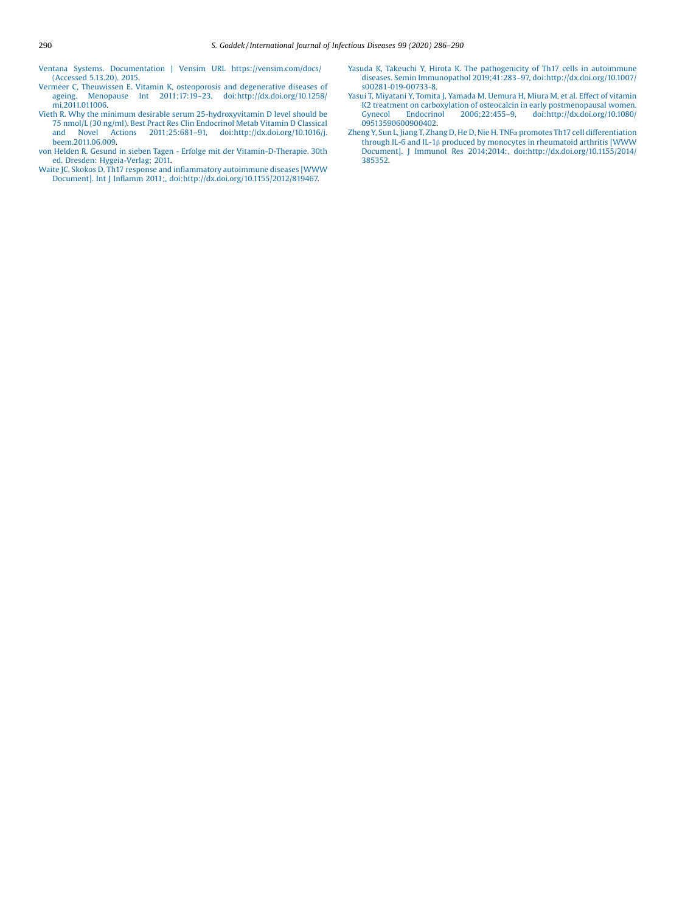Ventana Systems. Documentation | Vensim URL https://vensim.com/docs/ (Accessed 5.13.20). 2015.

Vermeer C, Theuwissen E. Vitamin K, osteoporosis and degenerative diseases of ageing. Menopause Int 2011;17:19–23, doi:http://dx.doi.org/10.1258/mi.2011.011006.

Vieth R. Why the minimum desirable serum 25-hydroxyvitamin D level should be 75 nmol/L (30 ng/ml). Best Pract Res Clin Endocrinol Metab Vitamin D Classical and Novel Actions 2011;25:681–91, doi:http://dx.doi.org/10.1016/j.beem.2011.06.009.

von Helden R. Gesund in sieben Tagen - Erfolge mit der Vitamin-D-Therapie. 30th ed. Dresden: Hygeia-Verlag; 2011.

Waite JC, Skokos D. Th17 response and inflammatory autoimmune diseases [WWW Document]. Int J Inflamm 2011;, doi:http://dx.doi.org/10.1155/2012/819467.

Yasuda K, Takeuchi Y, Hirota K. The pathogenicity of Th17 cells in autoimmune diseases. Semin Immunopathol 2019;41:283–97, doi:http://dx.doi.org/10.1007/s00281-019-00733-8.

Yasui T, Miyatani Y, Tomita J, Yamada M, Uemura H, Miura M, et al. Effect of vitamin K2 treatment on carboxylation of osteocalcin in early postmenopausal women. Gynecol Endocrinol 2006;22:455–9, doi:http://dx.doi.org/10.1080/09513590600900402.

Zheng Y, Sun L, Jiang T, Zhang D, He D, Nie H. TNFα promotes Th17 cell differentiation through IL-6 and IL-1β produced by monocytes in rheumatoid arthritis [WWW Document]. J Immunol Res 2014;2014:, doi:http://dx.doi.org/10.1155/2014/385352.